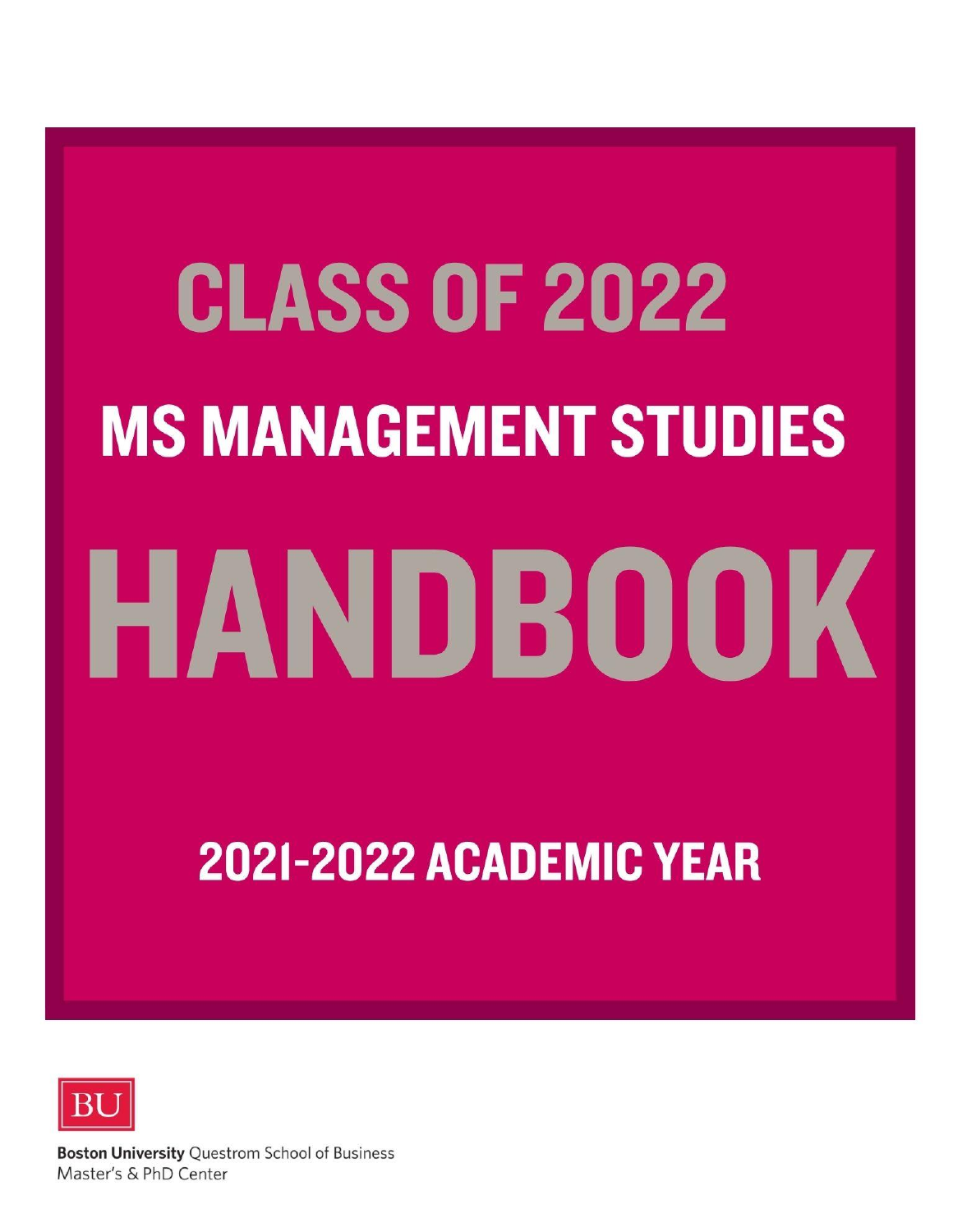# CLASS OF 2022

# MS MANAGEMENT STUDIES

# HANDBOOK

## 2021-2022 ACADEMIC YEAR

BU

**Boston University** Questrom School of Business
Master's & PhD Center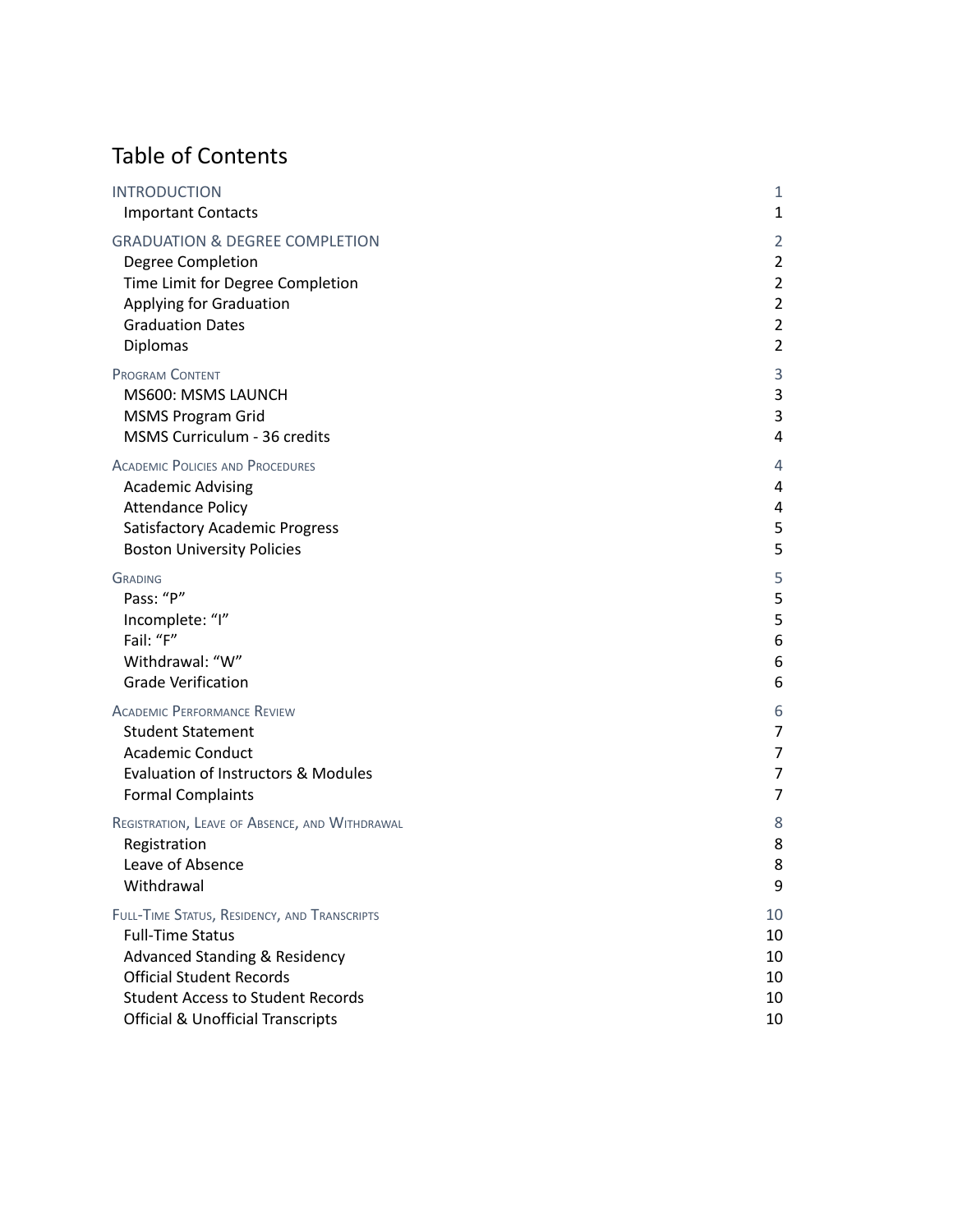# Table of Contents

| | |
|---|---|
| INTRODUCTION | 1 |
| Important Contacts | 1 |
| GRADUATION & DEGREE COMPLETION | 2 |
| Degree Completion | 2 |
| Time Limit for Degree Completion | 2 |
| Applying for Graduation | 2 |
| Graduation Dates | 2 |
| Diplomas | 2 |
| PROGRAM CONTENT | 3 |
| MS600: MSMS LAUNCH | 3 |
| MSMS Program Grid | 3 |
| MSMS Curriculum - 36 credits | 4 |
| ACADEMIC POLICIES AND PROCEDURES | 4 |
| Academic Advising | 4 |
| Attendance Policy | 4 |
| Satisfactory Academic Progress | 5 |
| Boston University Policies | 5 |
| GRADING | 5 |
| Pass: "P" | 5 |
| Incomplete: "I" | 5 |
| Fail: "F" | 6 |
| Withdrawal: "W" | 6 |
| Grade Verification | 6 |
| ACADEMIC PERFORMANCE REVIEW | 6 |
| Student Statement | 7 |
| Academic Conduct | 7 |
| Evaluation of Instructors & Modules | 7 |
| Formal Complaints | 7 |
| REGISTRATION, LEAVE OF ABSENCE, AND WITHDRAWAL | 8 |
| Registration | 8 |
| Leave of Absence | 8 |
| Withdrawal | 9 |
| FULL-TIME STATUS, RESIDENCY, AND TRANSCRIPTS | 10 |
| Full-Time Status | 10 |
| Advanced Standing & Residency | 10 |
| Official Student Records | 10 |
| Student Access to Student Records | 10 |
| Official & Unofficial Transcripts | 10 |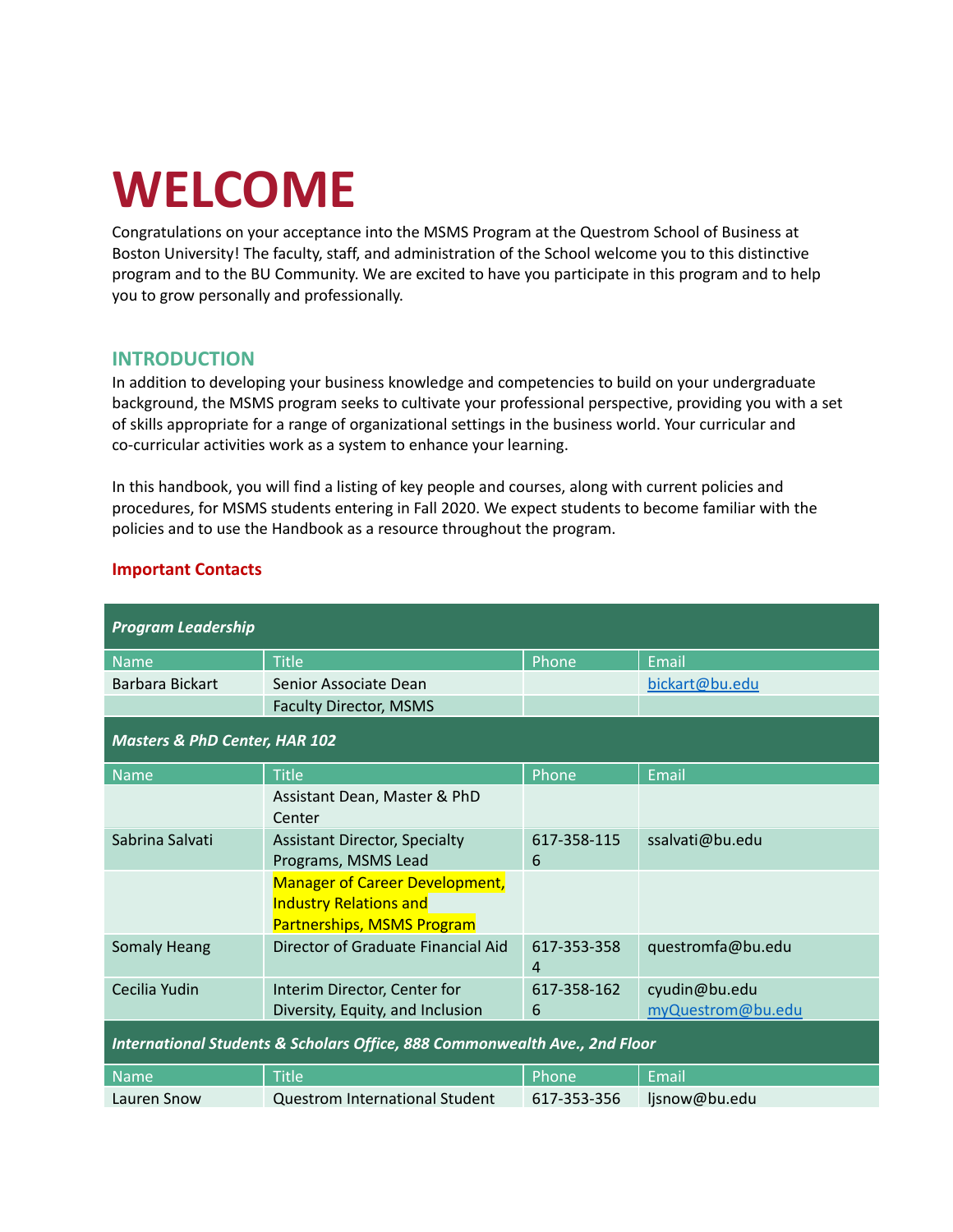# WELCOME

Congratulations on your acceptance into the MSMS Program at the Questrom School of Business at Boston University! The faculty, staff, and administration of the School welcome you to this distinctive program and to the BU Community. We are excited to have you participate in this program and to help you to grow personally and professionally.

## INTRODUCTION

In addition to developing your business knowledge and competencies to build on your undergraduate background, the MSMS program seeks to cultivate your professional perspective, providing you with a set of skills appropriate for a range of organizational settings in the business world. Your curricular and co-curricular activities work as a system to enhance your learning.

In this handbook, you will find a listing of key people and courses, along with current policies and procedures, for MSMS students entering in Fall 2020. We expect students to become familiar with the policies and to use the Handbook as a resource throughout the program.

### Important Contacts

| ***Program Leadership*** | | | |
|---|---|---|---|
| Name | Title | Phone | Email |
| Barbara Bickart | Senior Associate Dean | | bickart@bu.edu |
| | Faculty Director, MSMS | | |
| ***Masters & PhD Center, HAR 102*** | | | |
| Name | Title | Phone | Email |
| | Assistant Dean, Master & PhD Center | | |
| Sabrina Salvati | Assistant Director, Specialty Programs, MSMS Lead | 617-358-1156 | ssalvati@bu.edu |
| | Manager of Career Development, Industry Relations and Partnerships, MSMS Program | | |
| Somaly Heang | Director of Graduate Financial Aid | 617-353-3584 | questromfa@bu.edu |
| Cecilia Yudin | Interim Director, Center for Diversity, Equity, and Inclusion | 617-358-1626 | cyudin@bu.edu myQuestrom@bu.edu |
| ***International Students & Scholars Office, 888 Commonwealth Ave., 2nd Floor*** | | | |
| Name | Title | Phone | Email |
| Lauren Snow | Questrom International Student | 617-353-356 | ljsnow@bu.edu |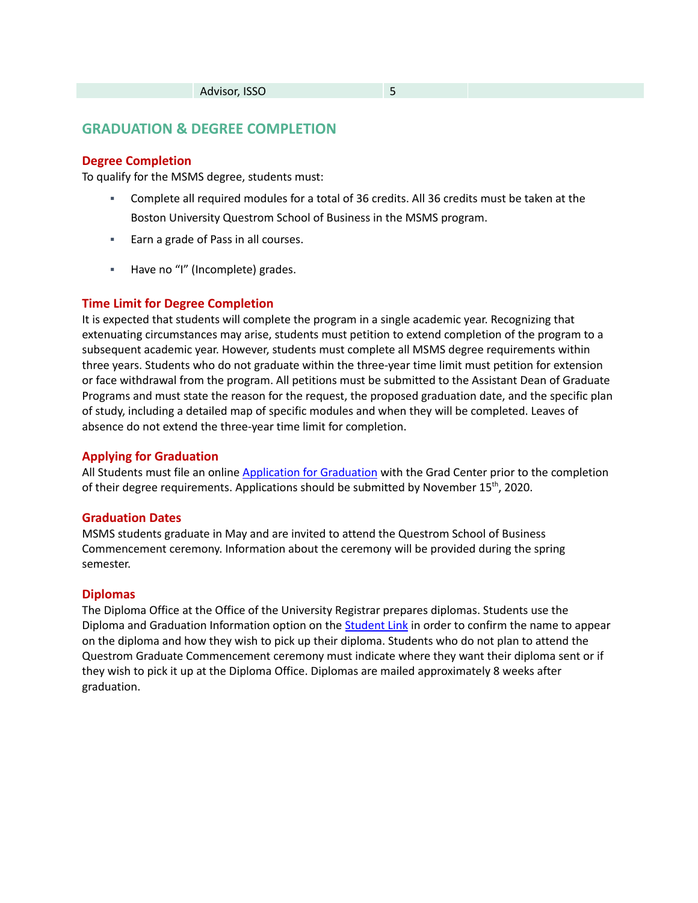|  | Advisor, ISSO | 5 |  |
|---|---|---|---|

## GRADUATION & DEGREE COMPLETION

### Degree Completion

To qualify for the MSMS degree, students must:

- Complete all required modules for a total of 36 credits. All 36 credits must be taken at the Boston University Questrom School of Business in the MSMS program.
- Earn a grade of Pass in all courses.
- Have no "I" (Incomplete) grades.

### Time Limit for Degree Completion

It is expected that students will complete the program in a single academic year. Recognizing that extenuating circumstances may arise, students must petition to extend completion of the program to a subsequent academic year. However, students must complete all MSMS degree requirements within three years. Students who do not graduate within the three-year time limit must petition for extension or face withdrawal from the program. All petitions must be submitted to the Assistant Dean of Graduate Programs and must state the reason for the request, the proposed graduation date, and the specific plan of study, including a detailed map of specific modules and when they will be completed. Leaves of absence do not extend the three-year time limit for completion.

### Applying for Graduation

All Students must file an online Application for Graduation with the Grad Center prior to the completion of their degree requirements. Applications should be submitted by November 15th, 2020.

### Graduation Dates

MSMS students graduate in May and are invited to attend the Questrom School of Business Commencement ceremony. Information about the ceremony will be provided during the spring semester.

### Diplomas

The Diploma Office at the Office of the University Registrar prepares diplomas. Students use the Diploma and Graduation Information option on the Student Link in order to confirm the name to appear on the diploma and how they wish to pick up their diploma. Students who do not plan to attend the Questrom Graduate Commencement ceremony must indicate where they want their diploma sent or if they wish to pick it up at the Diploma Office. Diplomas are mailed approximately 8 weeks after graduation.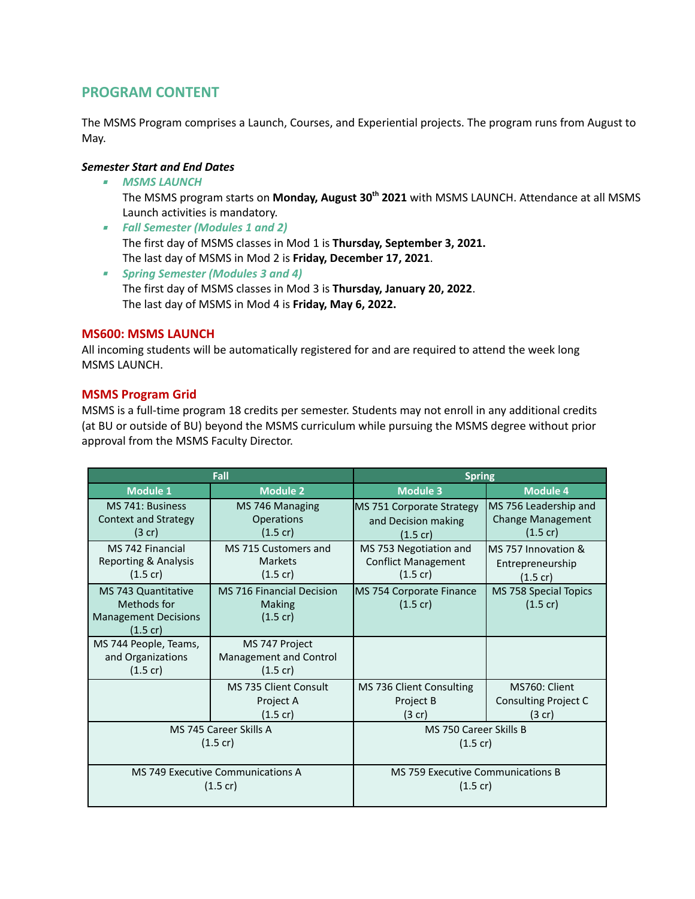## PROGRAM CONTENT

The MSMS Program comprises a Launch, Courses, and Experiential projects. The program runs from August to May.

***Semester Start and End Dates***

- *MSMS LAUNCH*
  The MSMS program starts on **Monday, August 30th 2021** with MSMS LAUNCH. Attendance at all MSMS Launch activities is mandatory.
- *Fall Semester (Modules 1 and 2)*
  The first day of MSMS classes in Mod 1 is **Thursday, September 3, 2021.**
  The last day of MSMS in Mod 2 is **Friday, December 17, 2021**.
- *Spring Semester (Modules 3 and 4)*
  The first day of MSMS classes in Mod 3 is **Thursday, January 20, 2022**.
  The last day of MSMS in Mod 4 is **Friday, May 6, 2022.**

### MS600: MSMS LAUNCH

All incoming students will be automatically registered for and are required to attend the week long MSMS LAUNCH.

### MSMS Program Grid

MSMS is a full-time program 18 credits per semester. Students may not enroll in any additional credits (at BU or outside of BU) beyond the MSMS curriculum while pursuing the MSMS degree without prior approval from the MSMS Faculty Director.

| Fall | | Spring | |
|---|---|---|---|
| **Module 1** | **Module 2** | **Module 3** | **Module 4** |
| MS 741: Business Context and Strategy (3 cr) | MS 746 Managing Operations (1.5 cr) | MS 751 Corporate Strategy and Decision making (1.5 cr) | MS 756 Leadership and Change Management (1.5 cr) |
| MS 742 Financial Reporting & Analysis (1.5 cr) | MS 715 Customers and Markets (1.5 cr) | MS 753 Negotiation and Conflict Management (1.5 cr) | MS 757 Innovation & Entrepreneurship (1.5 cr) |
| MS 743 Quantitative Methods for Management Decisions (1.5 cr) | MS 716 Financial Decision Making (1.5 cr) | MS 754 Corporate Finance (1.5 cr) | MS 758 Special Topics (1.5 cr) |
| MS 744 People, Teams, and Organizations (1.5 cr) | MS 747 Project Management and Control (1.5 cr) | | |
| | MS 735 Client Consult Project A (1.5 cr) | MS 736 Client Consulting Project B (3 cr) | MS760: Client Consulting Project C (3 cr) |
| MS 745 Career Skills A (1.5 cr) | | MS 750 Career Skills B (1.5 cr) | |
| MS 749 Executive Communications A (1.5 cr) | | MS 759 Executive Communications B (1.5 cr) | |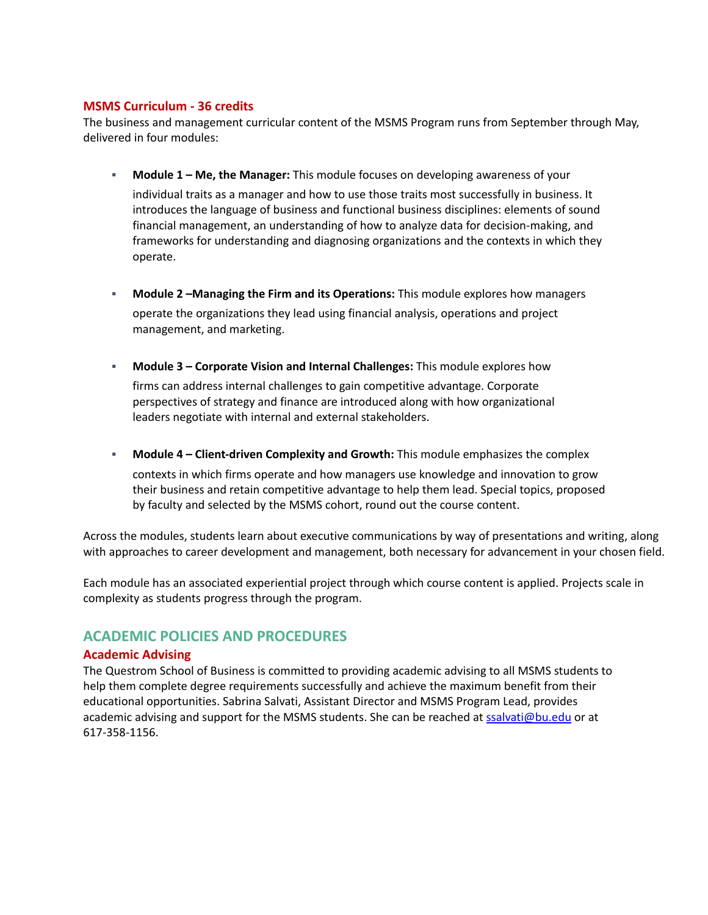### MSMS Curriculum - 36 credits

The business and management curricular content of the MSMS Program runs from September through May, delivered in four modules:

- **Module 1 – Me, the Manager:** This module focuses on developing awareness of your individual traits as a manager and how to use those traits most successfully in business. It introduces the language of business and functional business disciplines: elements of sound financial management, an understanding of how to analyze data for decision-making, and frameworks for understanding and diagnosing organizations and the contexts in which they operate.

- **Module 2 –Managing the Firm and its Operations:** This module explores how managers operate the organizations they lead using financial analysis, operations and project management, and marketing.

- **Module 3 – Corporate Vision and Internal Challenges:** This module explores how firms can address internal challenges to gain competitive advantage. Corporate perspectives of strategy and finance are introduced along with how organizational leaders negotiate with internal and external stakeholders.

- **Module 4 – Client-driven Complexity and Growth:** This module emphasizes the complex contexts in which firms operate and how managers use knowledge and innovation to grow their business and retain competitive advantage to help them lead. Special topics, proposed by faculty and selected by the MSMS cohort, round out the course content.

Across the modules, students learn about executive communications by way of presentations and writing, along with approaches to career development and management, both necessary for advancement in your chosen field.

Each module has an associated experiential project through which course content is applied. Projects scale in complexity as students progress through the program.

## ACADEMIC POLICIES AND PROCEDURES

### Academic Advising

The Questrom School of Business is committed to providing academic advising to all MSMS students to help them complete degree requirements successfully and achieve the maximum benefit from their educational opportunities. Sabrina Salvati, Assistant Director and MSMS Program Lead, provides academic advising and support for the MSMS students. She can be reached at ssalvati@bu.edu or at 617-358-1156.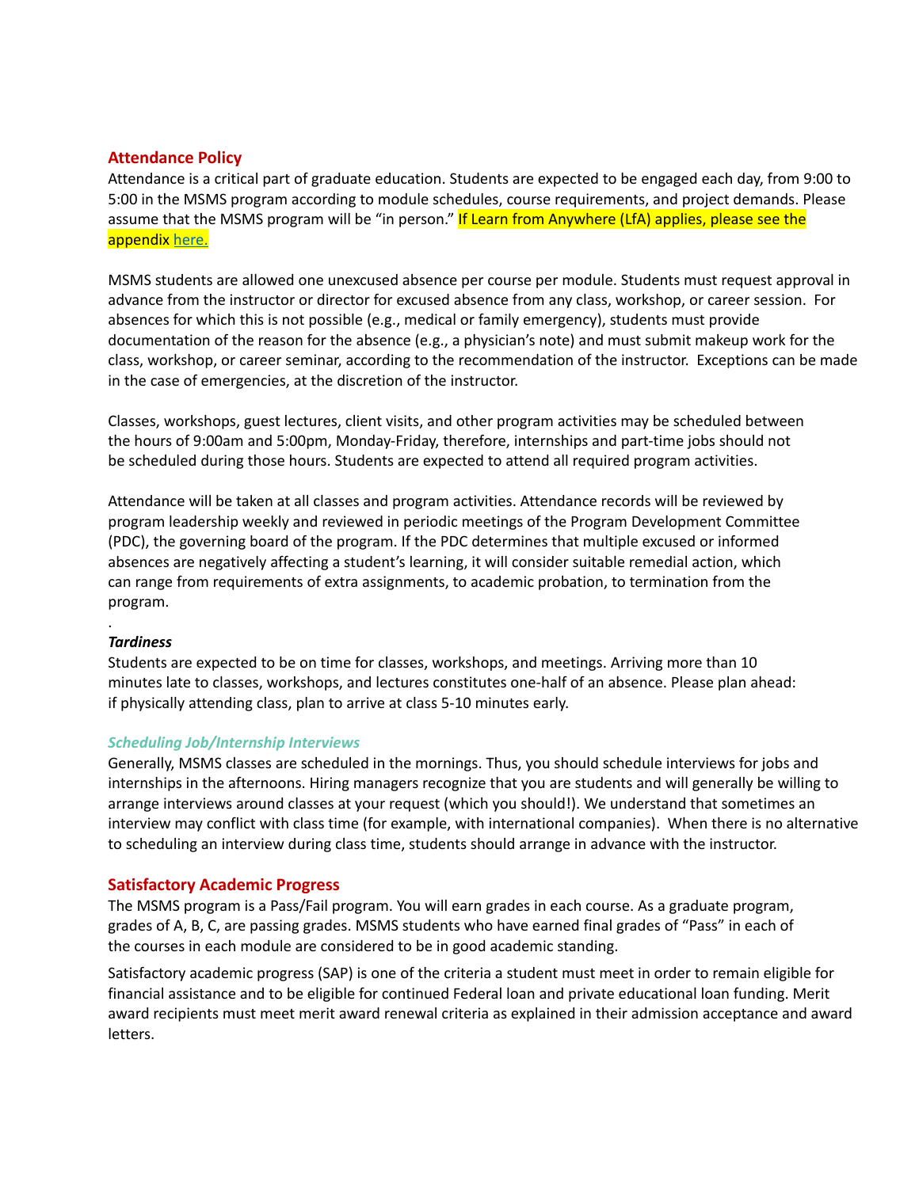## Attendance Policy

Attendance is a critical part of graduate education. Students are expected to be engaged each day, from 9:00 to 5:00 in the MSMS program according to module schedules, course requirements, and project demands. Please assume that the MSMS program will be "in person." If Learn from Anywhere (LfA) applies, please see the appendix here.

MSMS students are allowed one unexcused absence per course per module. Students must request approval in advance from the instructor or director for excused absence from any class, workshop, or career session. For absences for which this is not possible (e.g., medical or family emergency), students must provide documentation of the reason for the absence (e.g., a physician's note) and must submit makeup work for the class, workshop, or career seminar, according to the recommendation of the instructor. Exceptions can be made in the case of emergencies, at the discretion of the instructor.

Classes, workshops, guest lectures, client visits, and other program activities may be scheduled between the hours of 9:00am and 5:00pm, Monday-Friday, therefore, internships and part-time jobs should not be scheduled during those hours. Students are expected to attend all required program activities.

Attendance will be taken at all classes and program activities. Attendance records will be reviewed by program leadership weekly and reviewed in periodic meetings of the Program Development Committee (PDC), the governing board of the program. If the PDC determines that multiple excused or informed absences are negatively affecting a student's learning, it will consider suitable remedial action, which can range from requirements of extra assignments, to academic probation, to termination from the program.

.

### ***Tardiness***

Students are expected to be on time for classes, workshops, and meetings. Arriving more than 10 minutes late to classes, workshops, and lectures constitutes one-half of an absence. Please plan ahead: if physically attending class, plan to arrive at class 5-10 minutes early.

### ***Scheduling Job/Internship Interviews***

Generally, MSMS classes are scheduled in the mornings. Thus, you should schedule interviews for jobs and internships in the afternoons. Hiring managers recognize that you are students and will generally be willing to arrange interviews around classes at your request (which you should!). We understand that sometimes an interview may conflict with class time (for example, with international companies). When there is no alternative to scheduling an interview during class time, students should arrange in advance with the instructor.

## Satisfactory Academic Progress

The MSMS program is a Pass/Fail program. You will earn grades in each course. As a graduate program, grades of A, B, C, are passing grades. MSMS students who have earned final grades of "Pass" in each of the courses in each module are considered to be in good academic standing.

Satisfactory academic progress (SAP) is one of the criteria a student must meet in order to remain eligible for financial assistance and to be eligible for continued Federal loan and private educational loan funding. Merit award recipients must meet merit award renewal criteria as explained in their admission acceptance and award letters.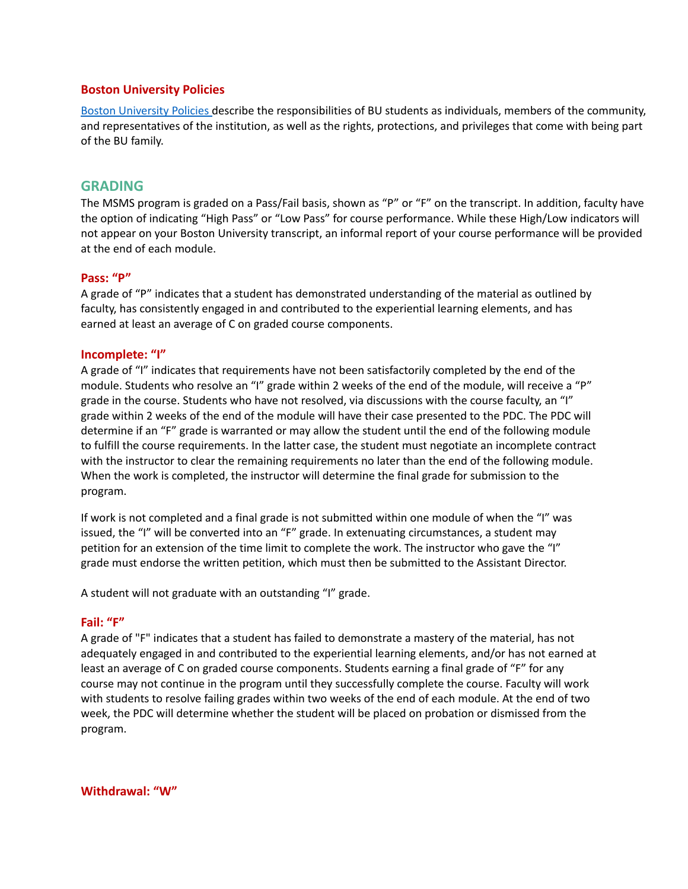### Boston University Policies

[Boston University Policies](Boston University Policies) describe the responsibilities of BU students as individuals, members of the community, and representatives of the institution, as well as the rights, protections, and privileges that come with being part of the BU family.

## GRADING

The MSMS program is graded on a Pass/Fail basis, shown as "P" or "F" on the transcript. In addition, faculty have the option of indicating "High Pass" or "Low Pass" for course performance. While these High/Low indicators will not appear on your Boston University transcript, an informal report of your course performance will be provided at the end of each module.

### Pass: "P"

A grade of "P" indicates that a student has demonstrated understanding of the material as outlined by faculty, has consistently engaged in and contributed to the experiential learning elements, and has earned at least an average of C on graded course components.

### Incomplete: "I"

A grade of "I" indicates that requirements have not been satisfactorily completed by the end of the module. Students who resolve an "I" grade within 2 weeks of the end of the module, will receive a "P" grade in the course. Students who have not resolved, via discussions with the course faculty, an "I" grade within 2 weeks of the end of the module will have their case presented to the PDC. The PDC will determine if an "F" grade is warranted or may allow the student until the end of the following module to fulfill the course requirements. In the latter case, the student must negotiate an incomplete contract with the instructor to clear the remaining requirements no later than the end of the following module. When the work is completed, the instructor will determine the final grade for submission to the program.

If work is not completed and a final grade is not submitted within one module of when the "I" was issued, the "I" will be converted into an "F" grade. In extenuating circumstances, a student may petition for an extension of the time limit to complete the work. The instructor who gave the "I" grade must endorse the written petition, which must then be submitted to the Assistant Director.

A student will not graduate with an outstanding "I" grade.

### Fail: "F"

A grade of "F" indicates that a student has failed to demonstrate a mastery of the material, has not adequately engaged in and contributed to the experiential learning elements, and/or has not earned at least an average of C on graded course components. Students earning a final grade of "F" for any course may not continue in the program until they successfully complete the course. Faculty will work with students to resolve failing grades within two weeks of the end of each module. At the end of two week, the PDC will determine whether the student will be placed on probation or dismissed from the program.

### Withdrawal: "W"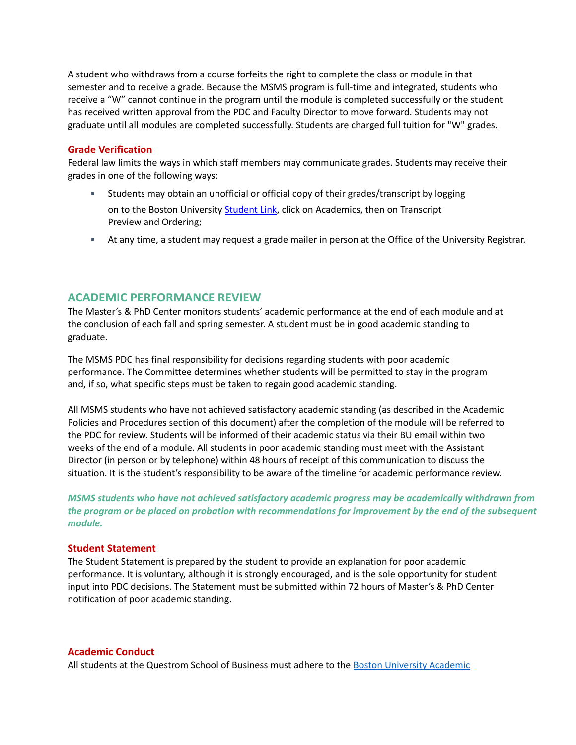A student who withdraws from a course forfeits the right to complete the class or module in that semester and to receive a grade. Because the MSMS program is full-time and integrated, students who receive a "W" cannot continue in the program until the module is completed successfully or the student has received written approval from the PDC and Faculty Director to move forward. Students may not graduate until all modules are completed successfully. Students are charged full tuition for "W" grades.

### Grade Verification

Federal law limits the ways in which staff members may communicate grades. Students may receive their grades in one of the following ways:

- Students may obtain an unofficial or official copy of their grades/transcript by logging on to the Boston University Student Link, click on Academics, then on Transcript Preview and Ordering;
- At any time, a student may request a grade mailer in person at the Office of the University Registrar.

## ACADEMIC PERFORMANCE REVIEW

The Master's & PhD Center monitors students' academic performance at the end of each module and at the conclusion of each fall and spring semester. A student must be in good academic standing to graduate.

The MSMS PDC has final responsibility for decisions regarding students with poor academic performance. The Committee determines whether students will be permitted to stay in the program and, if so, what specific steps must be taken to regain good academic standing.

All MSMS students who have not achieved satisfactory academic standing (as described in the Academic Policies and Procedures section of this document) after the completion of the module will be referred to the PDC for review. Students will be informed of their academic status via their BU email within two weeks of the end of a module. All students in poor academic standing must meet with the Assistant Director (in person or by telephone) within 48 hours of receipt of this communication to discuss the situation. It is the student's responsibility to be aware of the timeline for academic performance review.

***MSMS students who have not achieved satisfactory academic progress may be academically withdrawn from the program or be placed on probation with recommendations for improvement by the end of the subsequent module.***

### Student Statement

The Student Statement is prepared by the student to provide an explanation for poor academic performance. It is voluntary, although it is strongly encouraged, and is the sole opportunity for student input into PDC decisions. The Statement must be submitted within 72 hours of Master's & PhD Center notification of poor academic standing.

### Academic Conduct

All students at the Questrom School of Business must adhere to the Boston University Academic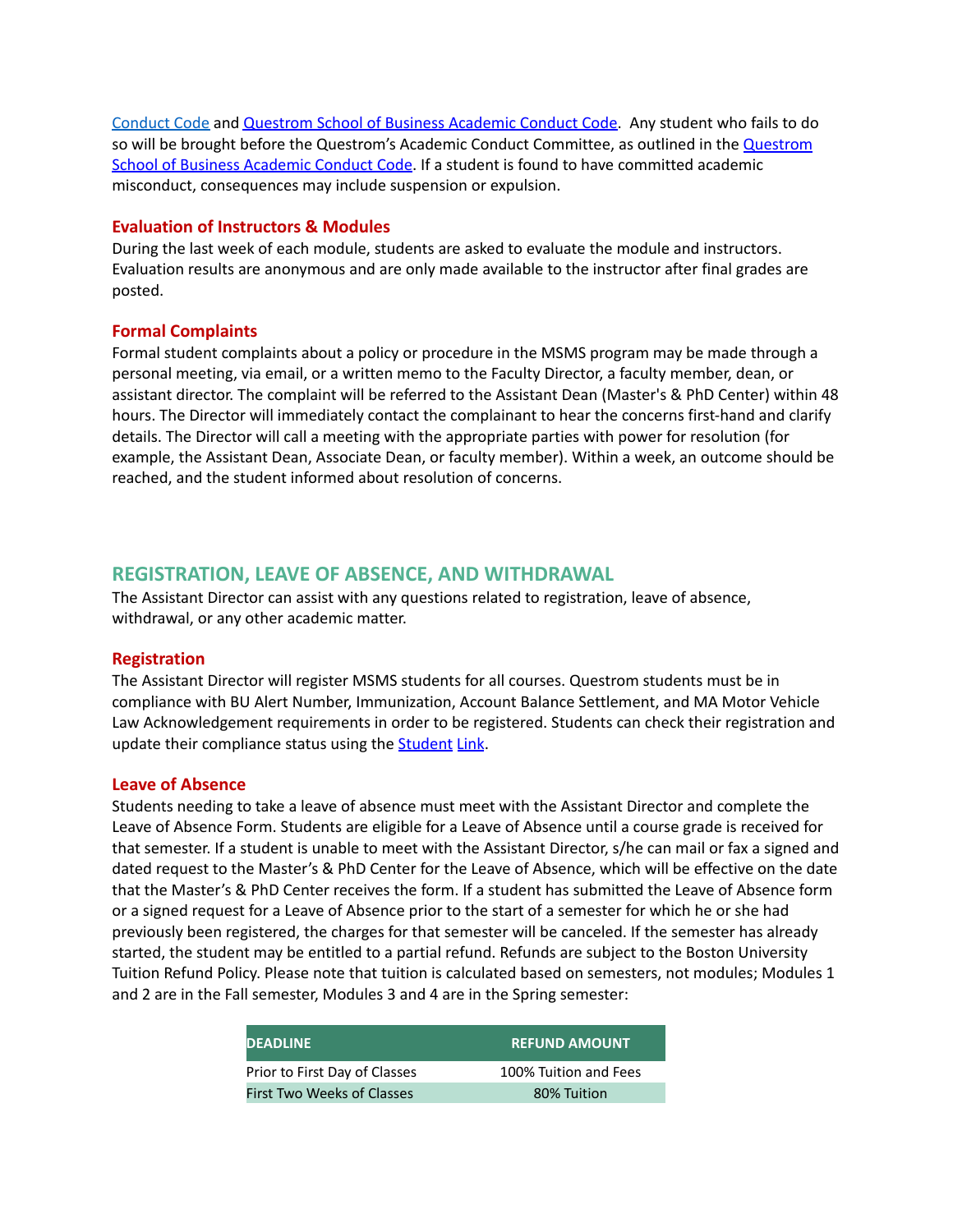Conduct Code and Questrom School of Business Academic Conduct Code. Any student who fails to do so will be brought before the Questrom's Academic Conduct Committee, as outlined in the Questrom School of Business Academic Conduct Code. If a student is found to have committed academic misconduct, consequences may include suspension or expulsion.

### Evaluation of Instructors & Modules

During the last week of each module, students are asked to evaluate the module and instructors. Evaluation results are anonymous and are only made available to the instructor after final grades are posted.

### Formal Complaints

Formal student complaints about a policy or procedure in the MSMS program may be made through a personal meeting, via email, or a written memo to the Faculty Director, a faculty member, dean, or assistant director. The complaint will be referred to the Assistant Dean (Master's & PhD Center) within 48 hours. The Director will immediately contact the complainant to hear the concerns first-hand and clarify details. The Director will call a meeting with the appropriate parties with power for resolution (for example, the Assistant Dean, Associate Dean, or faculty member). Within a week, an outcome should be reached, and the student informed about resolution of concerns.

## REGISTRATION, LEAVE OF ABSENCE, AND WITHDRAWAL

The Assistant Director can assist with any questions related to registration, leave of absence, withdrawal, or any other academic matter.

### Registration

The Assistant Director will register MSMS students for all courses. Questrom students must be in compliance with BU Alert Number, Immunization, Account Balance Settlement, and MA Motor Vehicle Law Acknowledgement requirements in order to be registered. Students can check their registration and update their compliance status using the Student Link.

### Leave of Absence

Students needing to take a leave of absence must meet with the Assistant Director and complete the Leave of Absence Form. Students are eligible for a Leave of Absence until a course grade is received for that semester. If a student is unable to meet with the Assistant Director, s/he can mail or fax a signed and dated request to the Master's & PhD Center for the Leave of Absence, which will be effective on the date that the Master's & PhD Center receives the form. If a student has submitted the Leave of Absence form or a signed request for a Leave of Absence prior to the start of a semester for which he or she had previously been registered, the charges for that semester will be canceled. If the semester has already started, the student may be entitled to a partial refund. Refunds are subject to the Boston University Tuition Refund Policy. Please note that tuition is calculated based on semesters, not modules; Modules 1 and 2 are in the Fall semester, Modules 3 and 4 are in the Spring semester:

| DEADLINE | REFUND AMOUNT |
| --- | --- |
| Prior to First Day of Classes | 100% Tuition and Fees |
| First Two Weeks of Classes | 80% Tuition |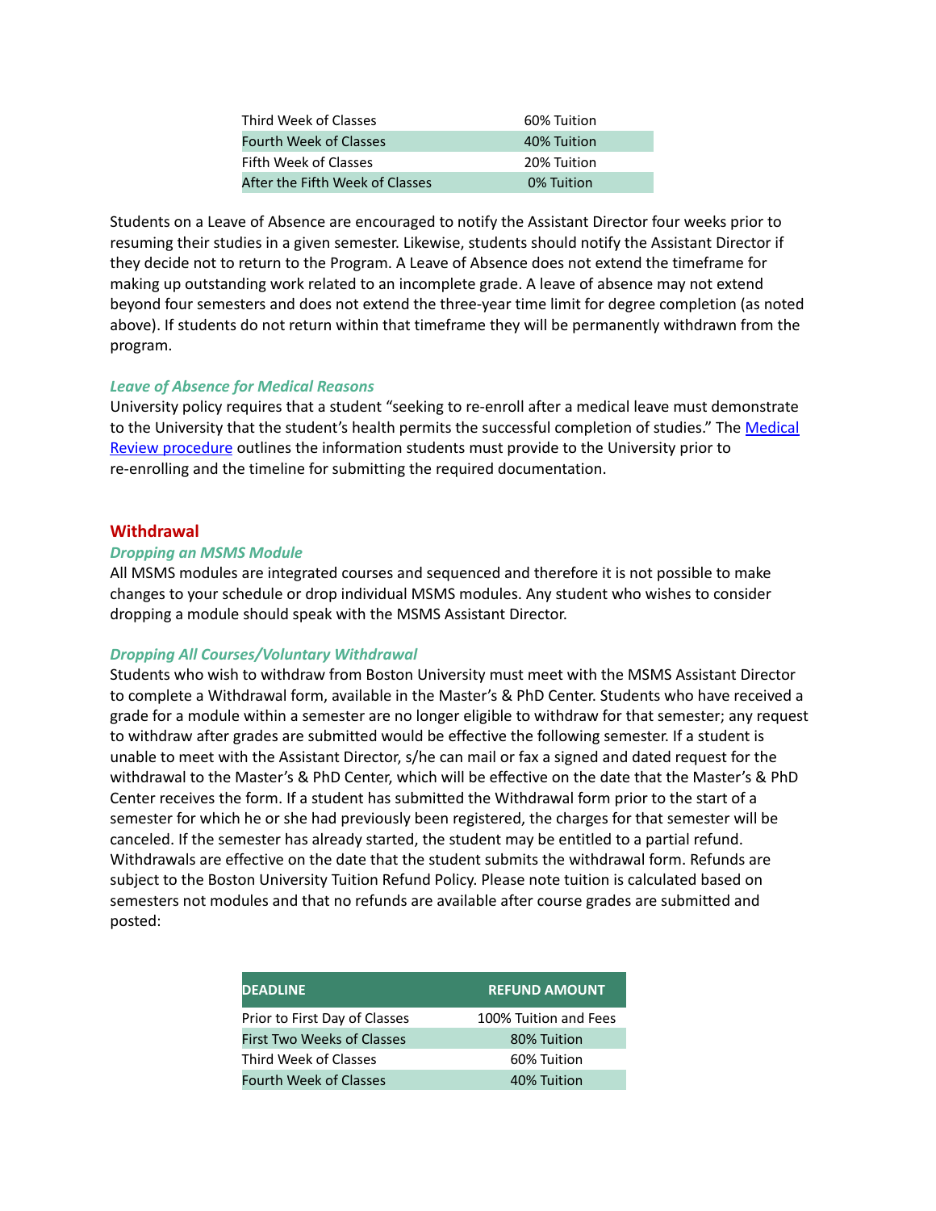| | |
|---|---|
| Third Week of Classes | 60% Tuition |
| Fourth Week of Classes | 40% Tuition |
| Fifth Week of Classes | 20% Tuition |
| After the Fifth Week of Classes | 0% Tuition |

Students on a Leave of Absence are encouraged to notify the Assistant Director four weeks prior to resuming their studies in a given semester. Likewise, students should notify the Assistant Director if they decide not to return to the Program. A Leave of Absence does not extend the timeframe for making up outstanding work related to an incomplete grade. A leave of absence may not extend beyond four semesters and does not extend the three-year time limit for degree completion (as noted above). If students do not return within that timeframe they will be permanently withdrawn from the program.

### *Leave of Absence for Medical Reasons*

University policy requires that a student "seeking to re-enroll after a medical leave must demonstrate to the University that the student's health permits the successful completion of studies." The Medical Review procedure outlines the information students must provide to the University prior to re-enrolling and the timeline for submitting the required documentation.

## Withdrawal

### *Dropping an MSMS Module*

All MSMS modules are integrated courses and sequenced and therefore it is not possible to make changes to your schedule or drop individual MSMS modules. Any student who wishes to consider dropping a module should speak with the MSMS Assistant Director.

### *Dropping All Courses/Voluntary Withdrawal*

Students who wish to withdraw from Boston University must meet with the MSMS Assistant Director to complete a Withdrawal form, available in the Master's & PhD Center. Students who have received a grade for a module within a semester are no longer eligible to withdraw for that semester; any request to withdraw after grades are submitted would be effective the following semester. If a student is unable to meet with the Assistant Director, s/he can mail or fax a signed and dated request for the withdrawal to the Master's & PhD Center, which will be effective on the date that the Master's & PhD Center receives the form. If a student has submitted the Withdrawal form prior to the start of a semester for which he or she had previously been registered, the charges for that semester will be canceled. If the semester has already started, the student may be entitled to a partial refund. Withdrawals are effective on the date that the student submits the withdrawal form. Refunds are subject to the Boston University Tuition Refund Policy. Please note tuition is calculated based on semesters not modules and that no refunds are available after course grades are submitted and posted:

| DEADLINE | REFUND AMOUNT |
|---|---|
| Prior to First Day of Classes | 100% Tuition and Fees |
| First Two Weeks of Classes | 80% Tuition |
| Third Week of Classes | 60% Tuition |
| Fourth Week of Classes | 40% Tuition |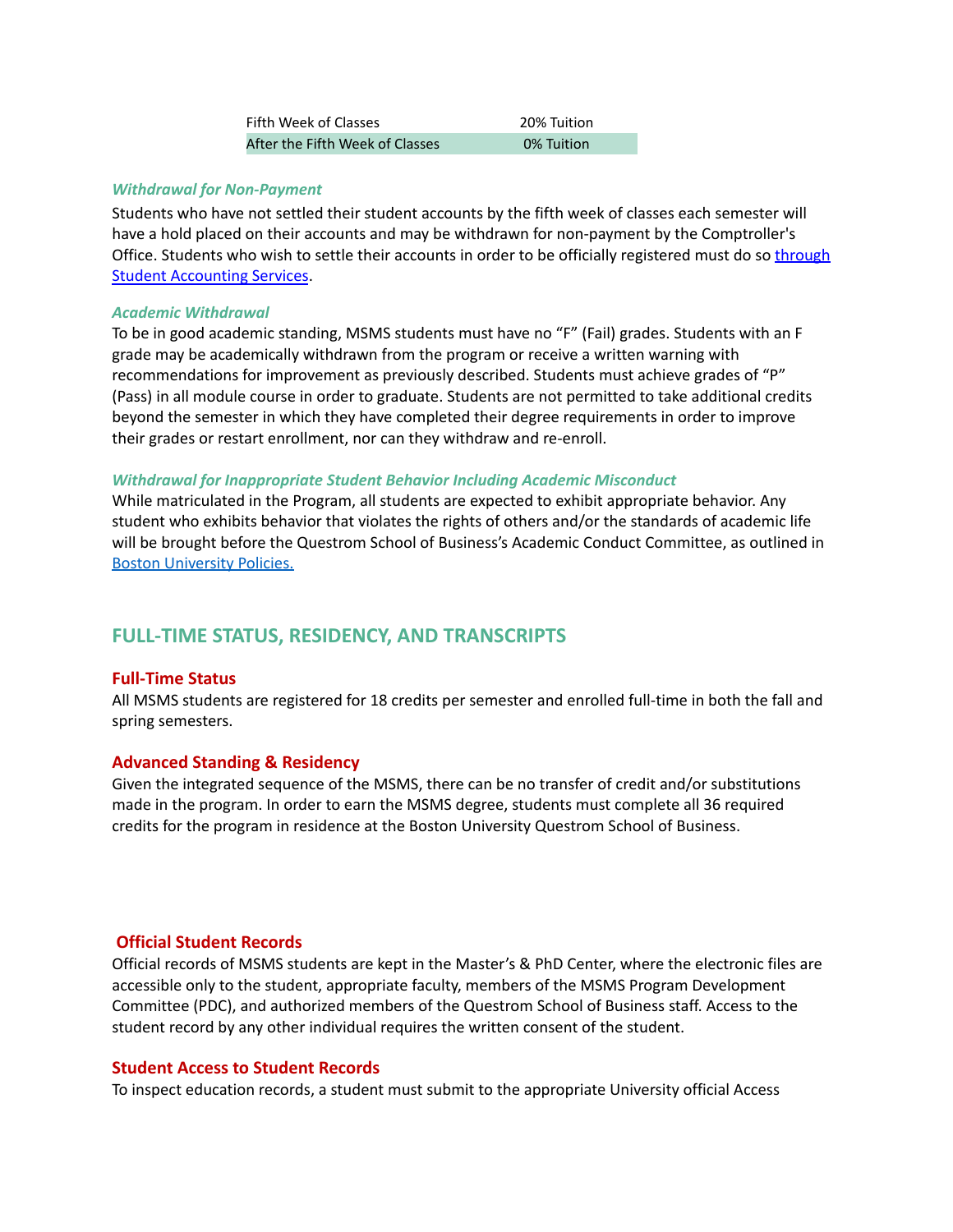| Fifth Week of Classes | 20% Tuition |
|---|---|
| After the Fifth Week of Classes | 0% Tuition |

***Withdrawal for Non-Payment***

Students who have not settled their student accounts by the fifth week of classes each semester will have a hold placed on their accounts and may be withdrawn for non-payment by the Comptroller's Office. Students who wish to settle their accounts in order to be officially registered must do so through Student Accounting Services.

***Academic Withdrawal***

To be in good academic standing, MSMS students must have no "F" (Fail) grades. Students with an F grade may be academically withdrawn from the program or receive a written warning with recommendations for improvement as previously described. Students must achieve grades of "P" (Pass) in all module course in order to graduate. Students are not permitted to take additional credits beyond the semester in which they have completed their degree requirements in order to improve their grades or restart enrollment, nor can they withdraw and re-enroll.

***Withdrawal for Inappropriate Student Behavior Including Academic Misconduct***

While matriculated in the Program, all students are expected to exhibit appropriate behavior. Any student who exhibits behavior that violates the rights of others and/or the standards of academic life will be brought before the Questrom School of Business's Academic Conduct Committee, as outlined in Boston University Policies.

## FULL-TIME STATUS, RESIDENCY, AND TRANSCRIPTS

### Full-Time Status

All MSMS students are registered for 18 credits per semester and enrolled full-time in both the fall and spring semesters.

### Advanced Standing & Residency

Given the integrated sequence of the MSMS, there can be no transfer of credit and/or substitutions made in the program. In order to earn the MSMS degree, students must complete all 36 required credits for the program in residence at the Boston University Questrom School of Business.

### Official Student Records

Official records of MSMS students are kept in the Master's & PhD Center, where the electronic files are accessible only to the student, appropriate faculty, members of the MSMS Program Development Committee (PDC), and authorized members of the Questrom School of Business staff. Access to the student record by any other individual requires the written consent of the student.

### Student Access to Student Records

To inspect education records, a student must submit to the appropriate University official Access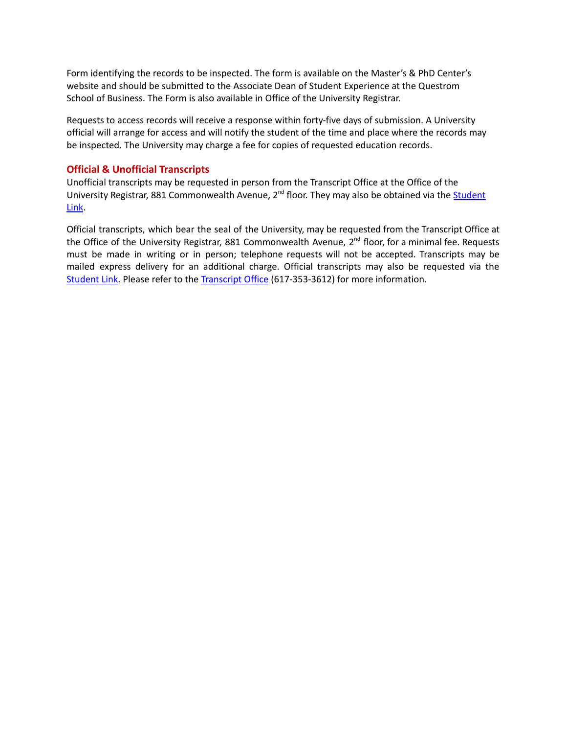Form identifying the records to be inspected. The form is available on the Master's & PhD Center's website and should be submitted to the Associate Dean of Student Experience at the Questrom School of Business. The Form is also available in Office of the University Registrar.

Requests to access records will receive a response within forty-five days of submission. A University official will arrange for access and will notify the student of the time and place where the records may be inspected. The University may charge a fee for copies of requested education records.

## Official & Unofficial Transcripts

Unofficial transcripts may be requested in person from the Transcript Office at the Office of the University Registrar, 881 Commonwealth Avenue, 2nd floor. They may also be obtained via the Student Link.

Official transcripts, which bear the seal of the University, may be requested from the Transcript Office at the Office of the University Registrar, 881 Commonwealth Avenue, 2nd floor, for a minimal fee. Requests must be made in writing or in person; telephone requests will not be accepted. Transcripts may be mailed express delivery for an additional charge. Official transcripts may also be requested via the Student Link. Please refer to the Transcript Office (617-353-3612) for more information.